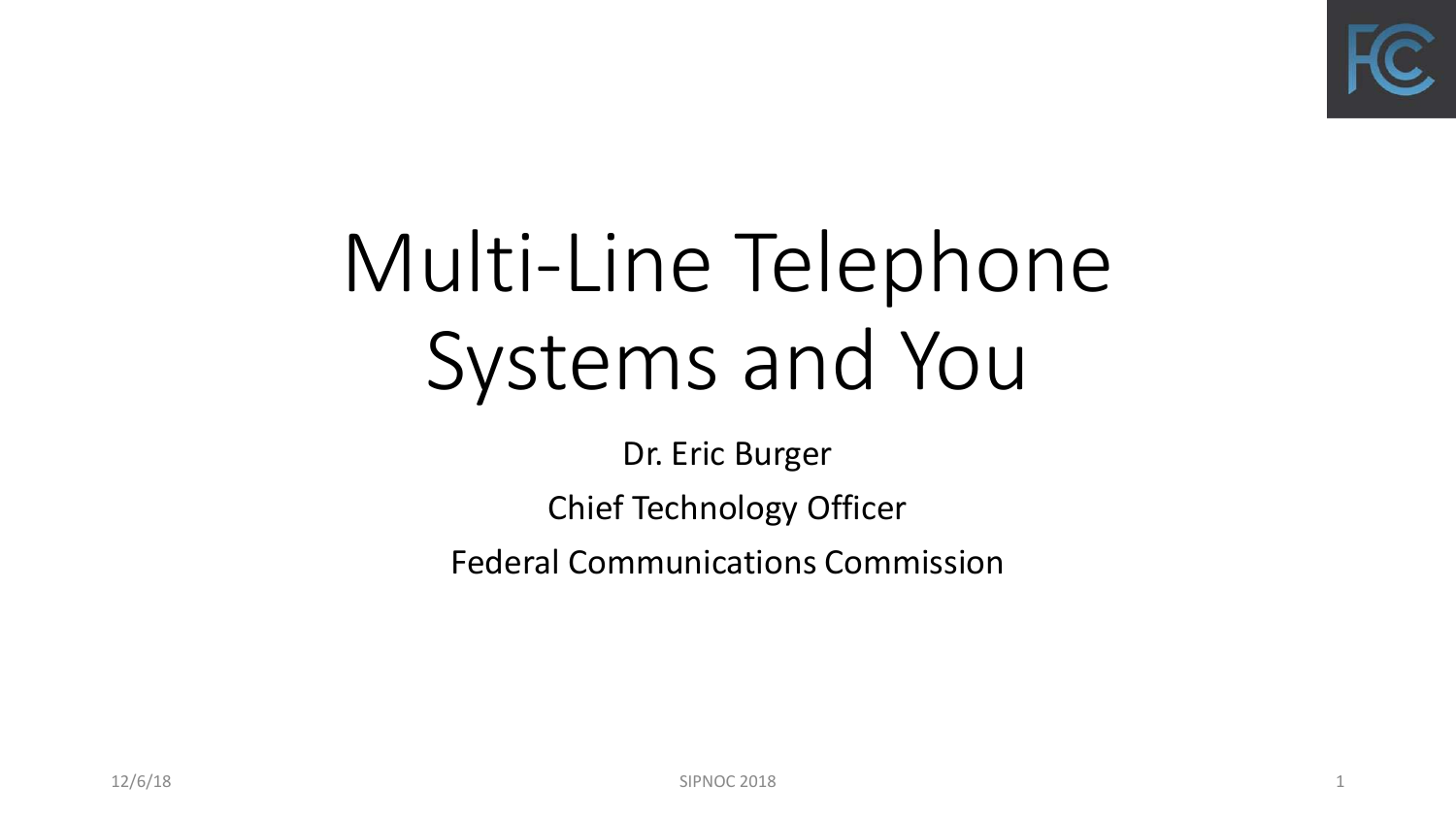# Multi-Line Telephone Systems and You

Dr. Eric Burger

Chief Technology Officer

Federal Communications Commission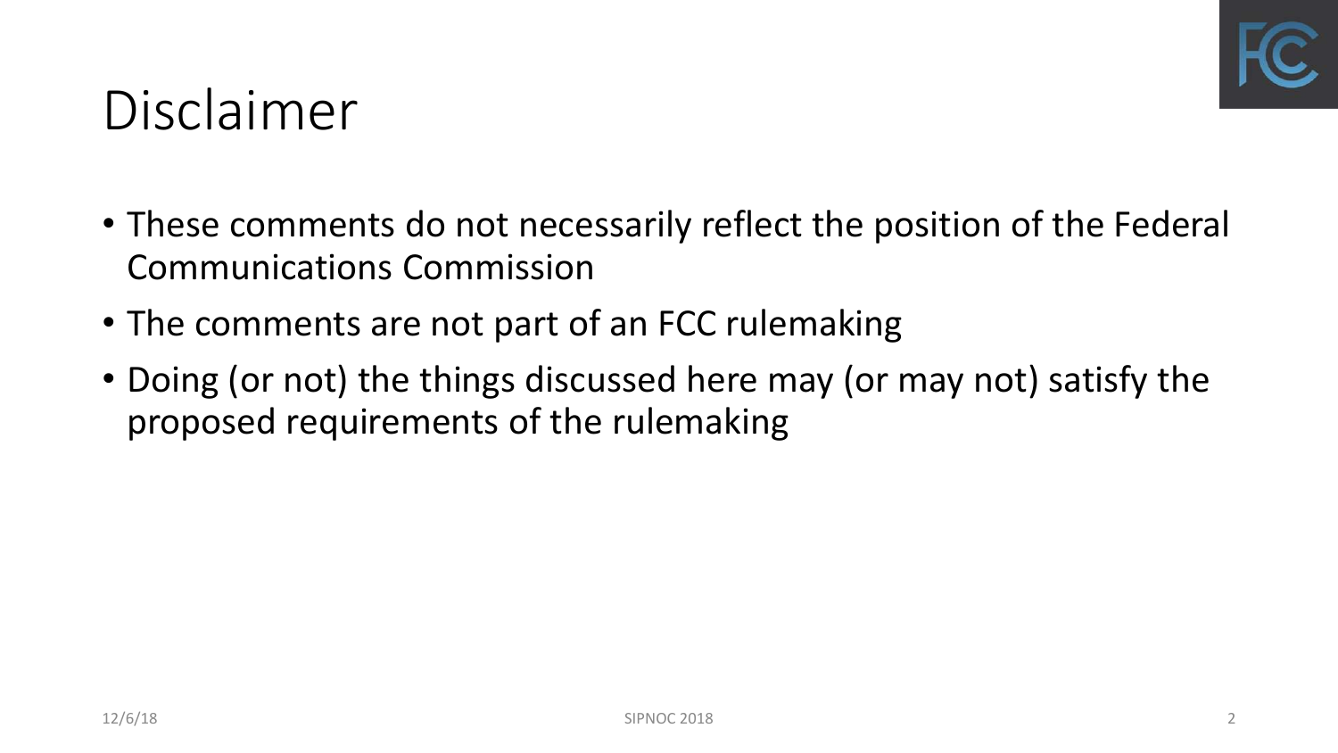# Disclaimer

- These comments do not necessarily reflect the position of the Federal Communications Commission
- The comments are not part of an FCC rulemaking
- Doing (or not) the things discussed here may (or may not) satisfy the proposed requirements of the rulemaking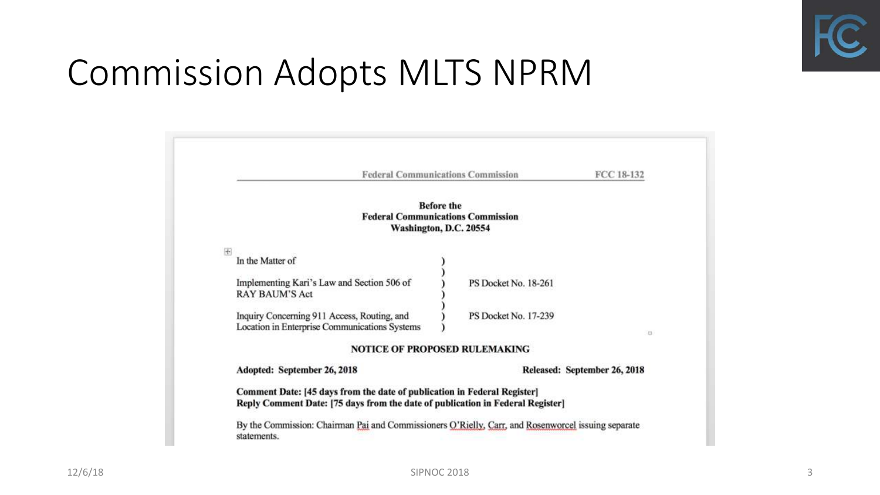# Commission Adopts MLTS NPRM

Federal Communications Commission FCC 18-132

**Before the**
**Federal Communications Commission**
**Washington, D.C. 20554**

| | | |
|---|---|---|
| In the Matter of | ) | |
| | ) | |
| Implementing Kari's Law and Section 506 of RAY BAUM'S Act | ) | PS Docket No. 18-261 |
| | ) | |
| Inquiry Concerning 911 Access, Routing, and Location in Enterprise Communications Systems | ) | PS Docket No. 17-239 |

**NOTICE OF PROPOSED RULEMAKING**

**Adopted: September 26, 2018** **Released: September 26, 2018**

**Comment Date: [45 days from the date of publication in Federal Register]**
**Reply Comment Date: [75 days from the date of publication in Federal Register]**

By the Commission: Chairman Pai and Commissioners O'Rielly, Carr, and Rosenworcel issuing separate statements.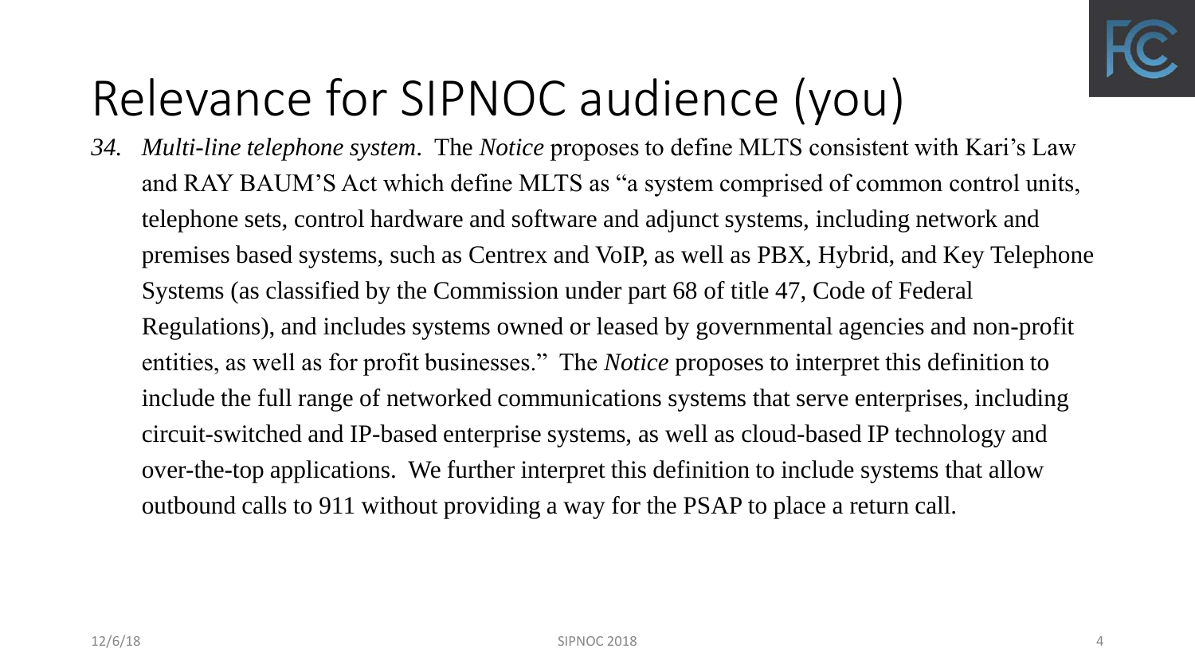# Relevance for SIPNOC audience (you)

*34. Multi-line telephone system*. The *Notice* proposes to define MLTS consistent with Kari's Law and RAY BAUM'S Act which define MLTS as "a system comprised of common control units, telephone sets, control hardware and software and adjunct systems, including network and premises based systems, such as Centrex and VoIP, as well as PBX, Hybrid, and Key Telephone Systems (as classified by the Commission under part 68 of title 47, Code of Federal Regulations), and includes systems owned or leased by governmental agencies and non-profit entities, as well as for profit businesses." The *Notice* proposes to interpret this definition to include the full range of networked communications systems that serve enterprises, including circuit-switched and IP-based enterprise systems, as well as cloud-based IP technology and over-the-top applications. We further interpret this definition to include systems that allow outbound calls to 911 without providing a way for the PSAP to place a return call.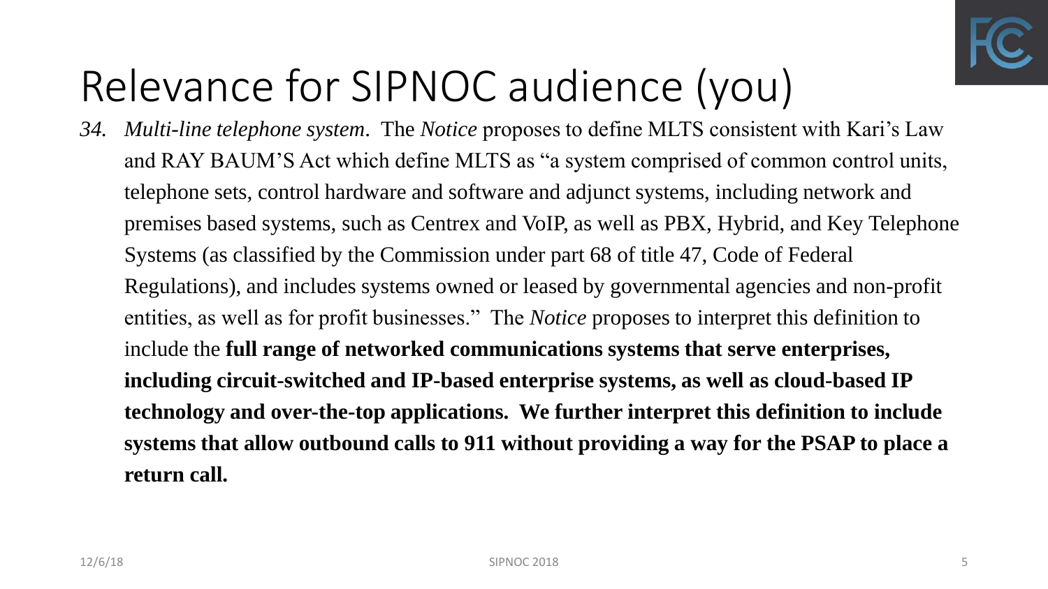# Relevance for SIPNOC audience (you)

*34. Multi-line telephone system*. The *Notice* proposes to define MLTS consistent with Kari's Law and RAY BAUM'S Act which define MLTS as "a system comprised of common control units, telephone sets, control hardware and software and adjunct systems, including network and premises based systems, such as Centrex and VoIP, as well as PBX, Hybrid, and Key Telephone Systems (as classified by the Commission under part 68 of title 47, Code of Federal Regulations), and includes systems owned or leased by governmental agencies and non-profit entities, as well as for profit businesses." The *Notice* proposes to interpret this definition to include the **full range of networked communications systems that serve enterprises, including circuit-switched and IP-based enterprise systems, as well as cloud-based IP technology and over-the-top applications. We further interpret this definition to include systems that allow outbound calls to 911 without providing a way for the PSAP to place a return call.**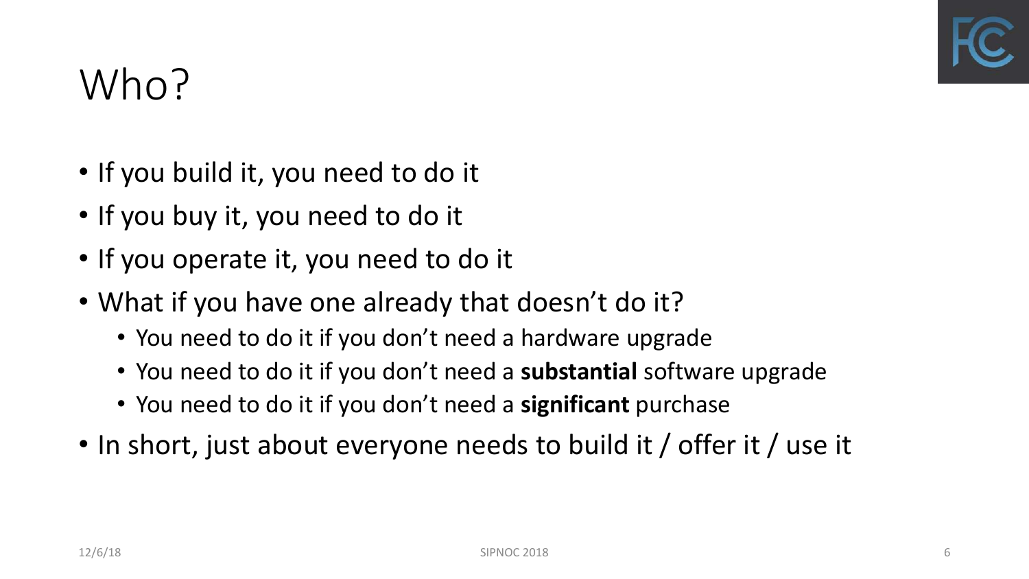# Who?

- If you build it, you need to do it
- If you buy it, you need to do it
- If you operate it, you need to do it
- What if you have one already that doesn't do it?
  - You need to do it if you don't need a hardware upgrade
  - You need to do it if you don't need a **substantial** software upgrade
  - You need to do it if you don't need a **significant** purchase
- In short, just about everyone needs to build it / offer it / use it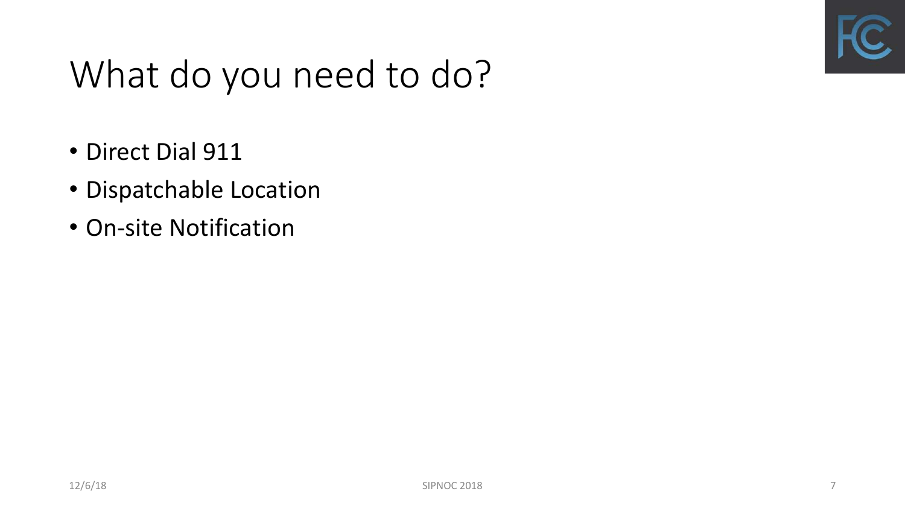# What do you need to do?

- Direct Dial 911
- Dispatchable Location
- On-site Notification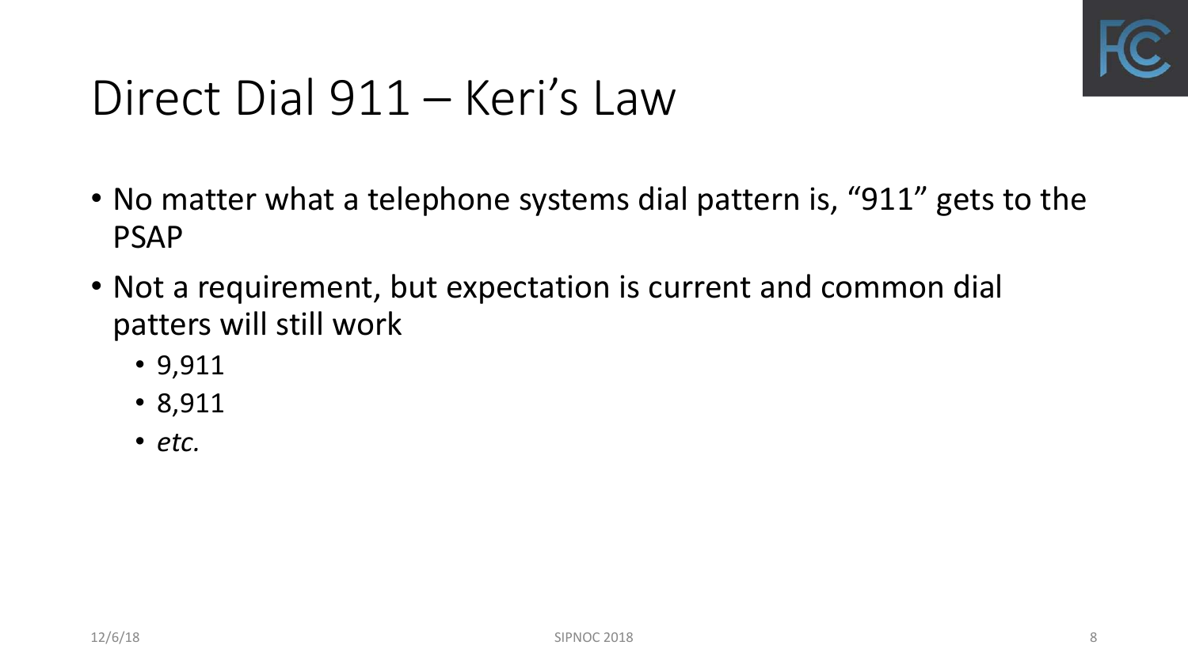# Direct Dial 911 – Keri's Law

- No matter what a telephone systems dial pattern is, "911" gets to the PSAP
- Not a requirement, but expectation is current and common dial patters will still work
  - 9,911
  - 8,911
  - *etc.*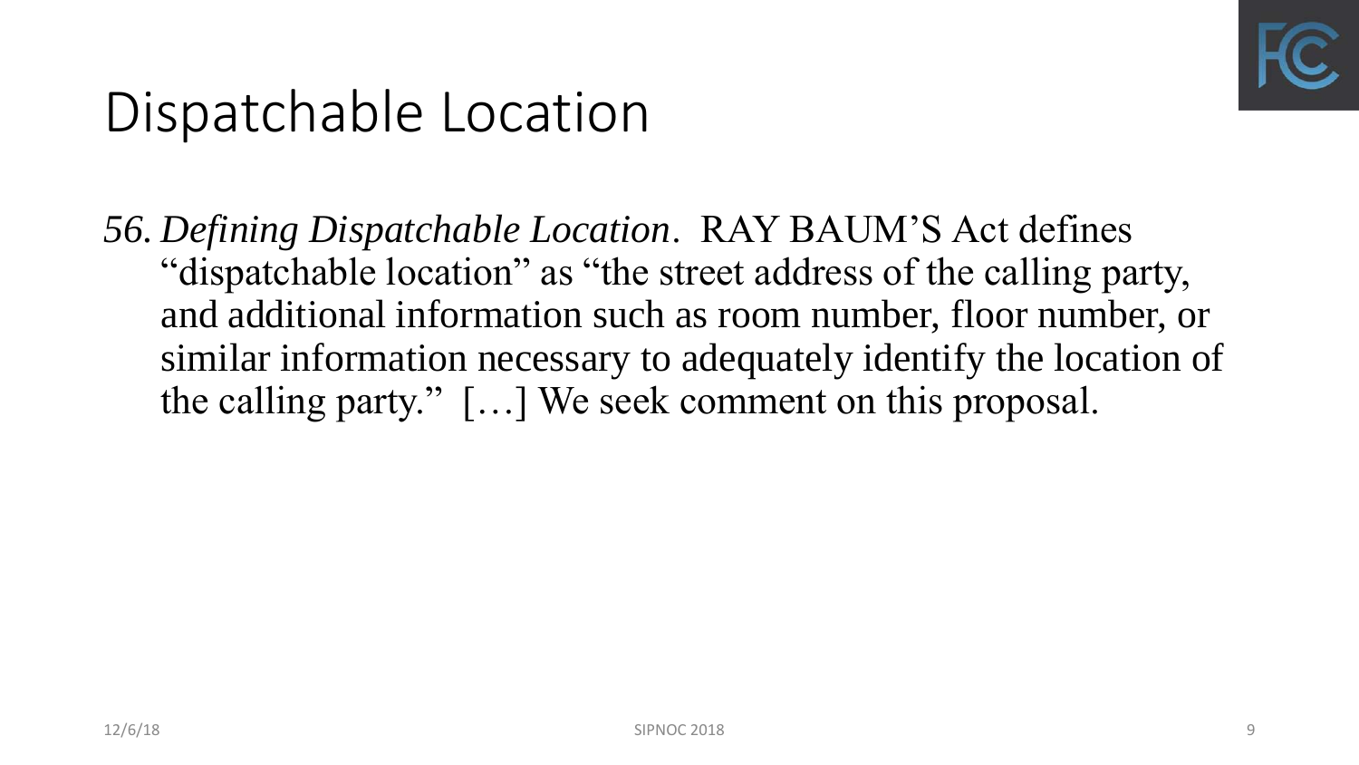# Dispatchable Location

56. *Defining Dispatchable Location*. RAY BAUM'S Act defines "dispatchable location" as "the street address of the calling party, and additional information such as room number, floor number, or similar information necessary to adequately identify the location of the calling party." […] We seek comment on this proposal.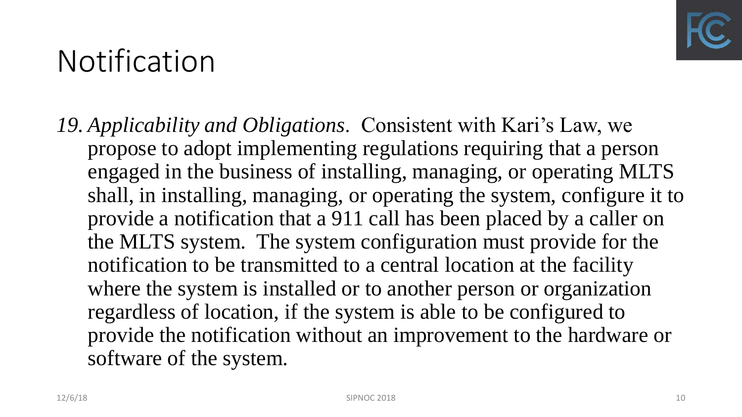# Notification

*19. Applicability and Obligations*. Consistent with Kari's Law, we propose to adopt implementing regulations requiring that a person engaged in the business of installing, managing, or operating MLTS shall, in installing, managing, or operating the system, configure it to provide a notification that a 911 call has been placed by a caller on the MLTS system. The system configuration must provide for the notification to be transmitted to a central location at the facility where the system is installed or to another person or organization regardless of location, if the system is able to be configured to provide the notification without an improvement to the hardware or software of the system.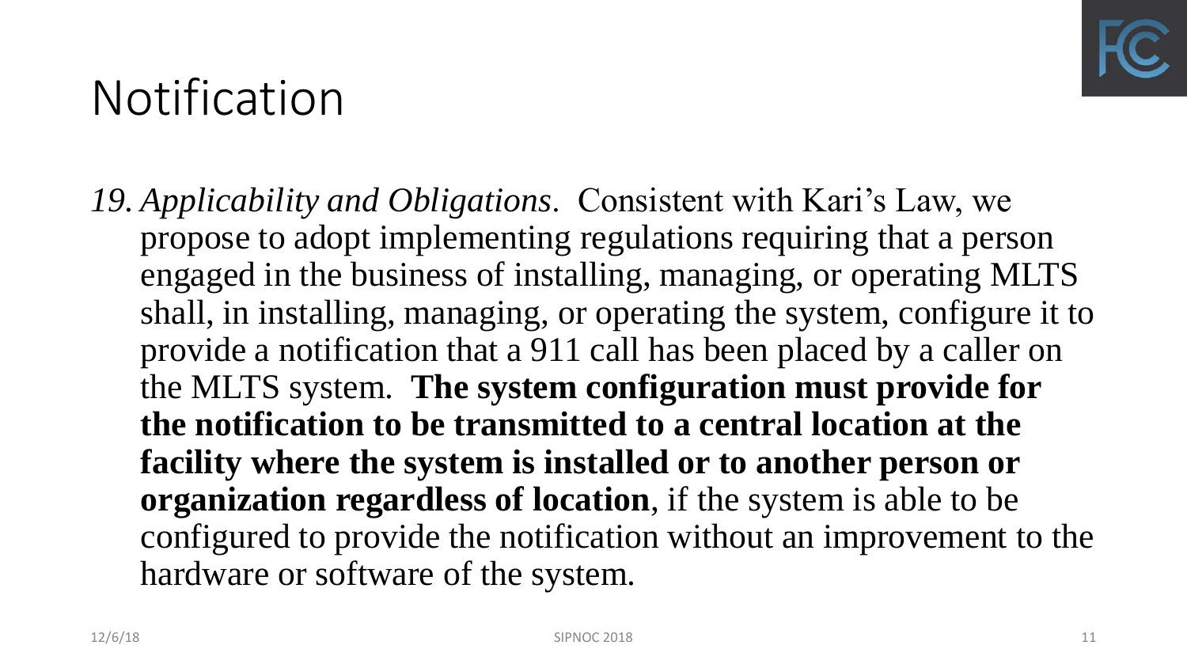# Notification

*19. Applicability and Obligations*. Consistent with Kari's Law, we propose to adopt implementing regulations requiring that a person engaged in the business of installing, managing, or operating MLTS shall, in installing, managing, or operating the system, configure it to provide a notification that a 911 call has been placed by a caller on the MLTS system. **The system configuration must provide for the notification to be transmitted to a central location at the facility where the system is installed or to another person or organization regardless of location**, if the system is able to be configured to provide the notification without an improvement to the hardware or software of the system.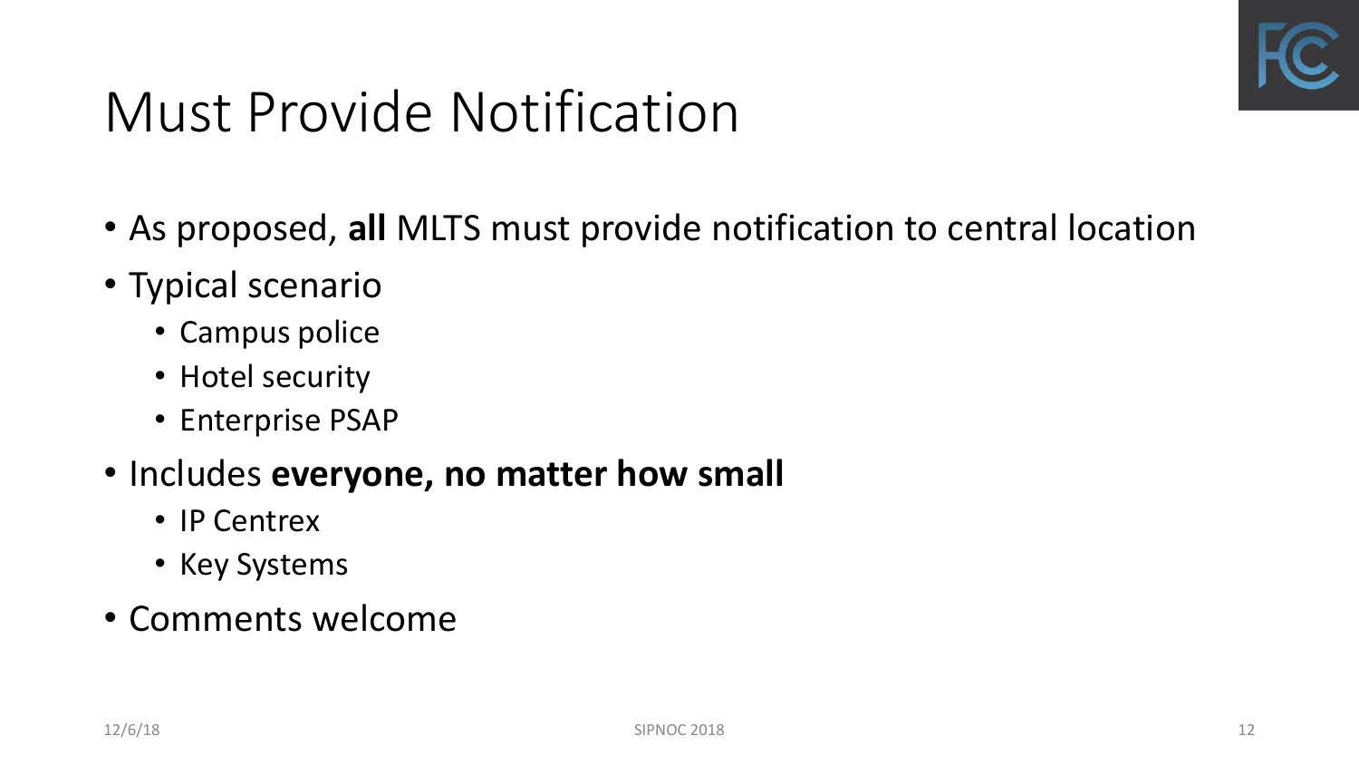# Must Provide Notification

- As proposed, **all** MLTS must provide notification to central location
- Typical scenario
  - Campus police
  - Hotel security
  - Enterprise PSAP
- Includes **everyone, no matter how small**
  - IP Centrex
  - Key Systems
- Comments welcome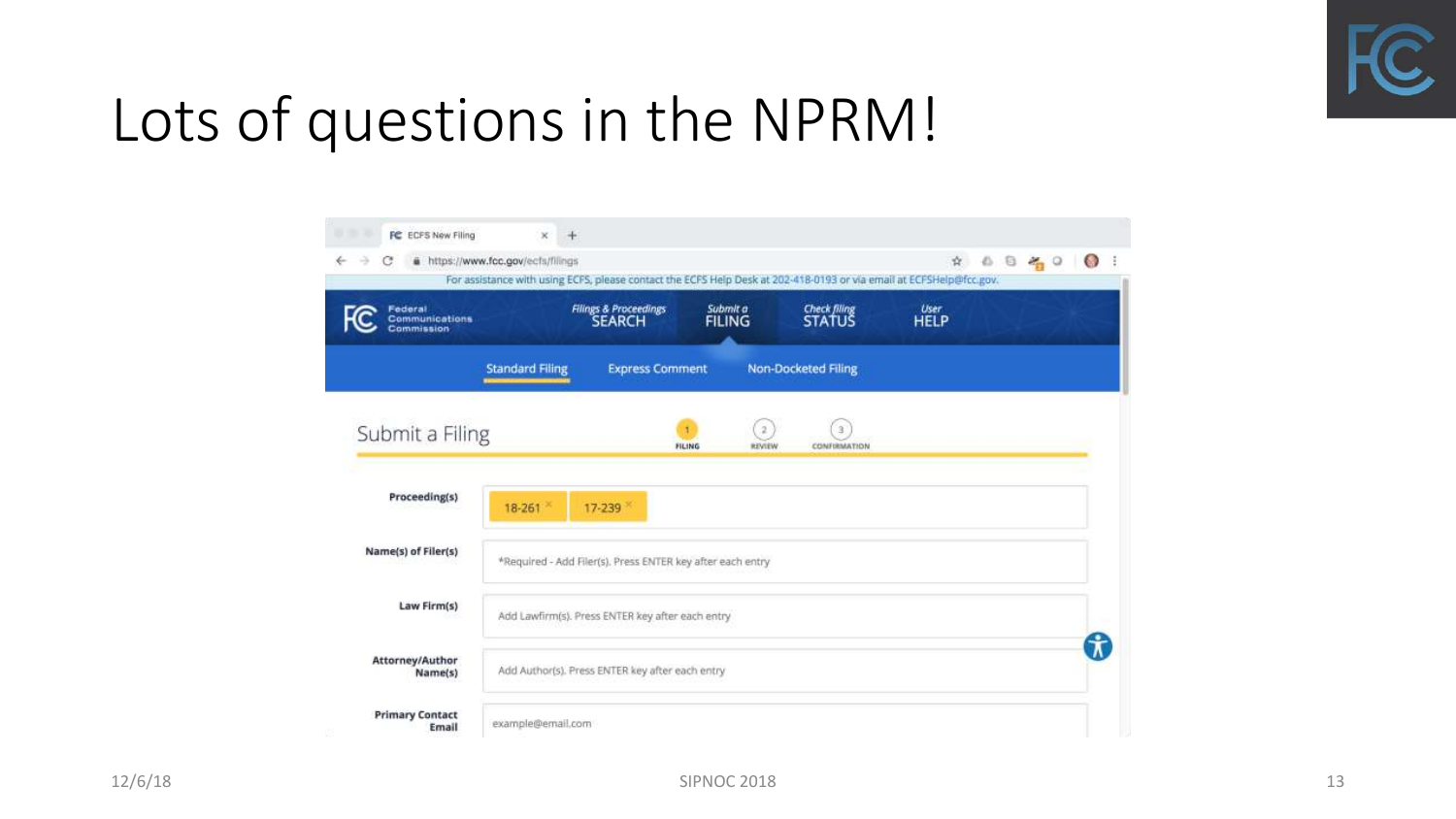# Lots of questions in the NPRM!

FC ECFS New Filing

https://www.fcc.gov/ecfs/filings

For assistance with using ECFS, please contact the ECFS Help Desk at 202-418-0193 or via email at ECFSHelp@fcc.gov.

Federal Communications Commission

Filings & Proceedings SEARCH | Submit a FILING | Check filing STATUS | User HELP

Standard Filing | Express Comment | Non-Docketed Filing

Submit a Filing

1 FILING — 2 REVIEW — 3 CONFIRMATION

| | |
|---|---|
| **Proceeding(s)** | 18-261 × 17-239 × |
| **Name(s) of Filer(s)** | *Required - Add Filer(s). Press ENTER key after each entry |
| **Law Firm(s)** | Add Lawfirm(s). Press ENTER key after each entry |
| **Attorney/Author Name(s)** | Add Author(s). Press ENTER key after each entry |
| **Primary Contact Email** | example@email.com |

12/6/18

SIPNOC 2018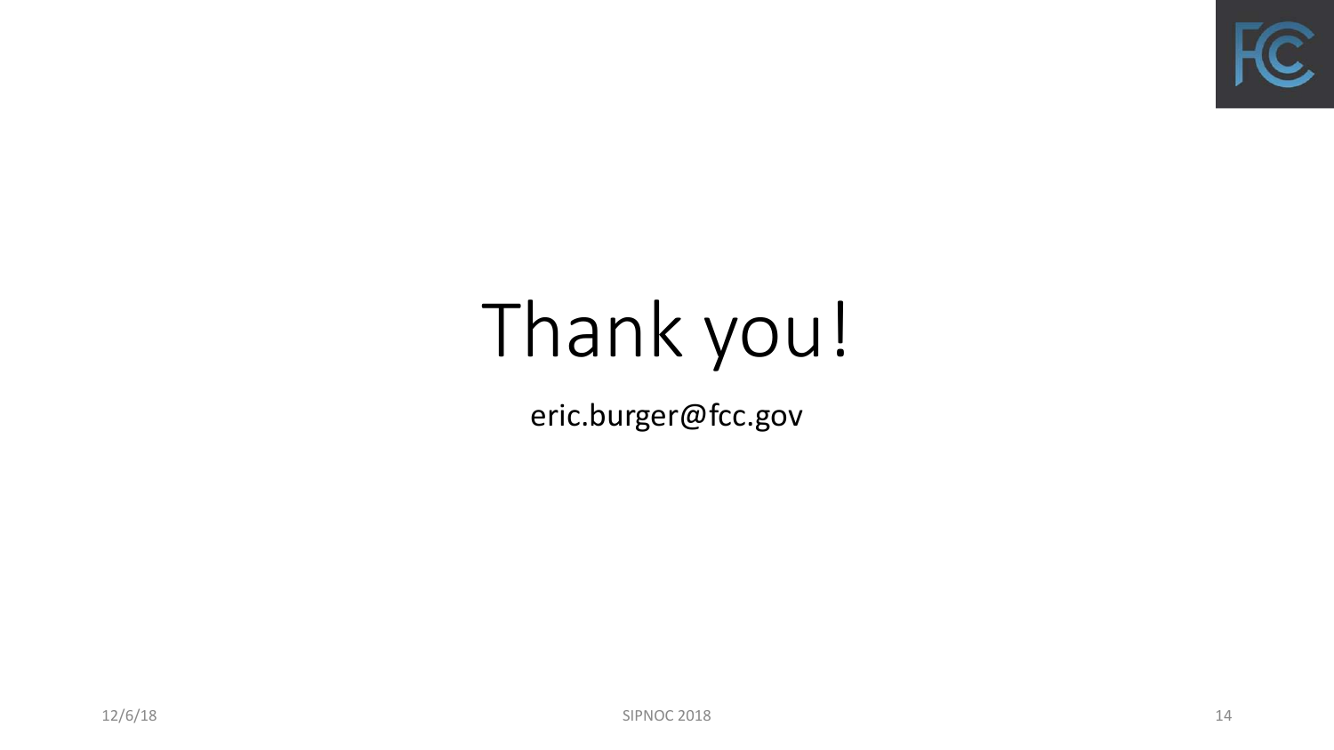# Thank you!

eric.burger@fcc.gov